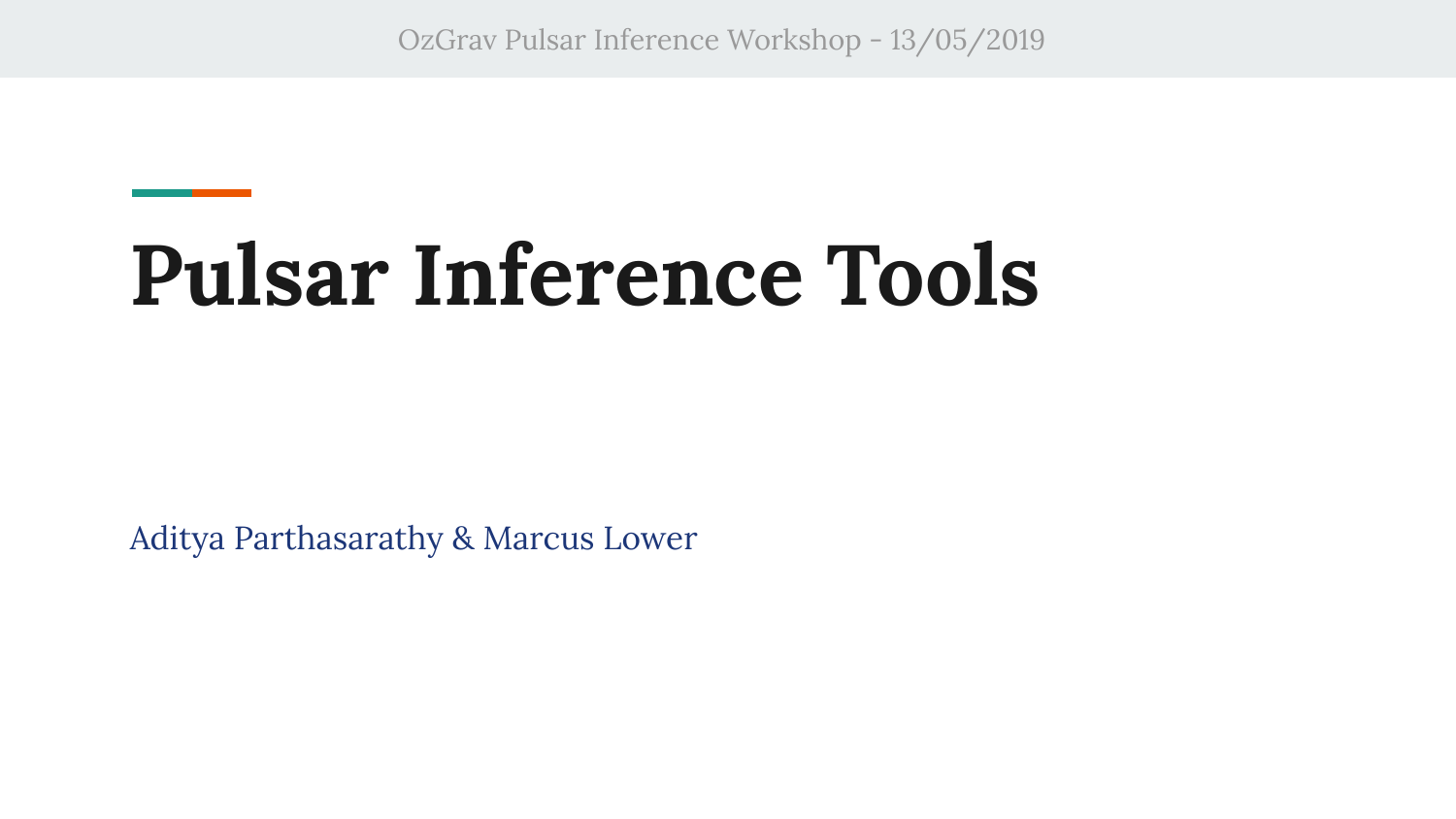# Pulsar Inference Tools

Aditya Parthasarathy & Marcus Lower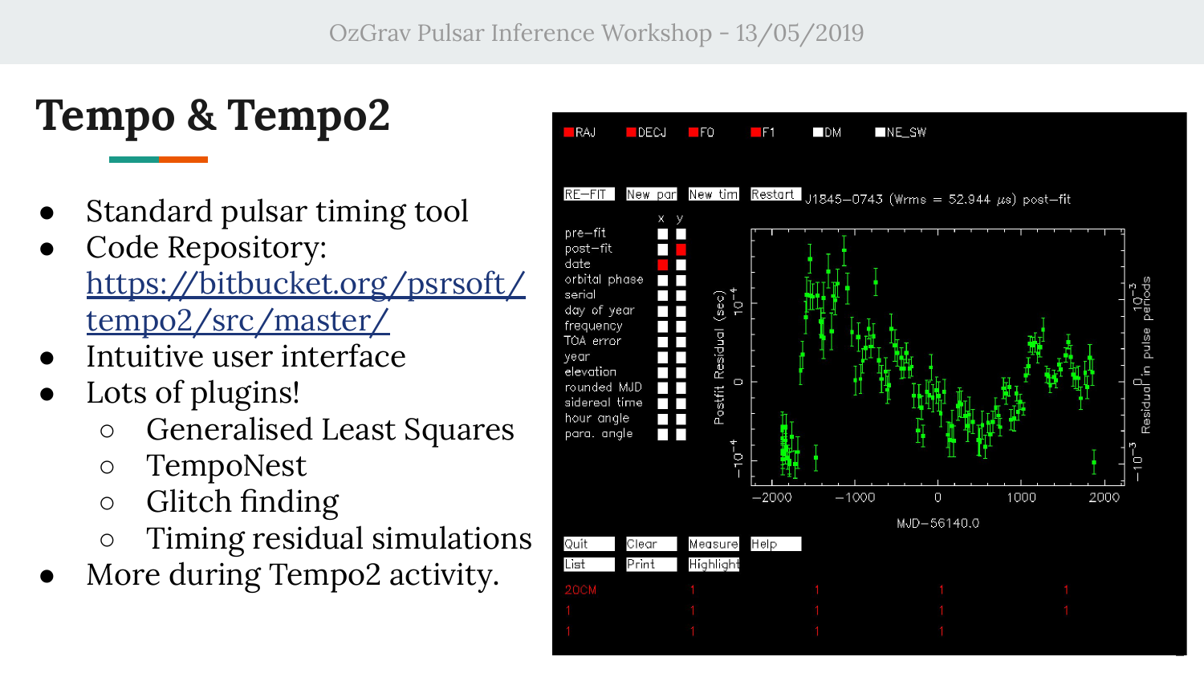# Tempo & Tempo2

- Standard pulsar timing tool
- Code Repository: [https://bitbucket.org/psrsoft/tempo2/src/master/](https://bitbucket.org/psrsoft/tempo2/src/master/)
- Intuitive user interface
- Lots of plugins!
  - Generalised Least Squares
  - TempoNest
  - Glitch finding
  - Timing residual simulations
- More during Tempo2 activity.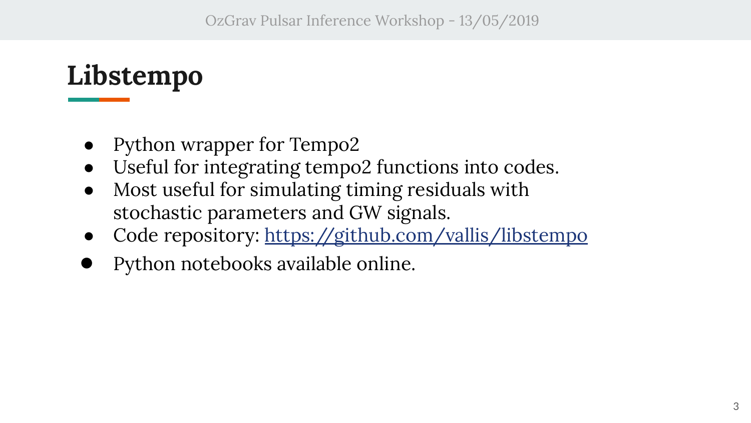# Libstempo

- Python wrapper for Tempo2
- Useful for integrating tempo2 functions into codes.
- Most useful for simulating timing residuals with stochastic parameters and GW signals.
- Code repository: [https://github.com/vallis/libstempo](https://github.com/vallis/libstempo)
- Python notebooks available online.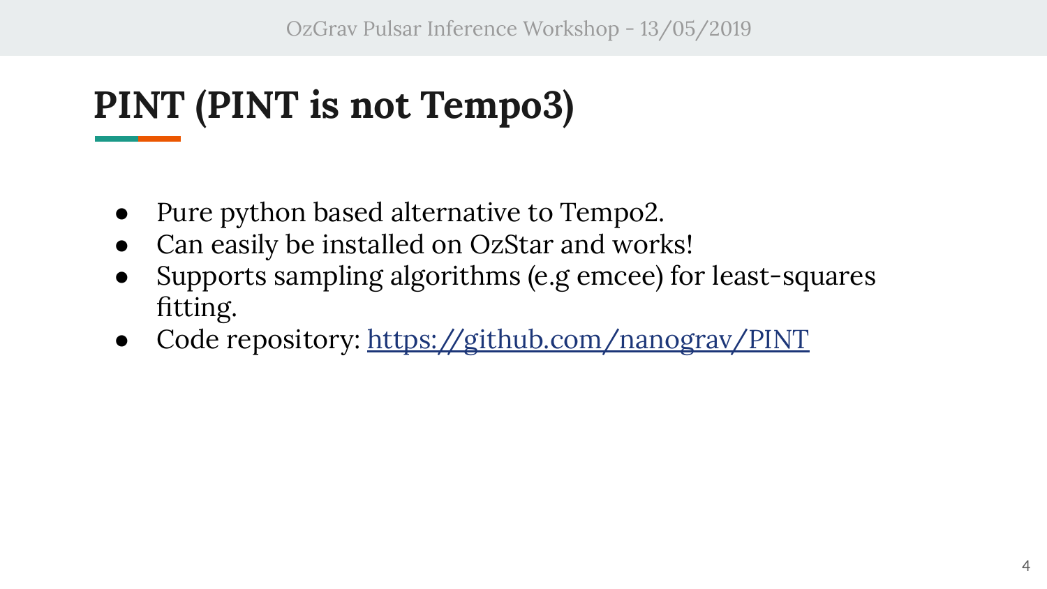# PINT (PINT is not Tempo3)

- Pure python based alternative to Tempo2.
- Can easily be installed on OzStar and works!
- Supports sampling algorithms (e.g emcee) for least-squares fitting.
- Code repository: [https://github.com/nanograv/PINT](https://github.com/nanograv/PINT)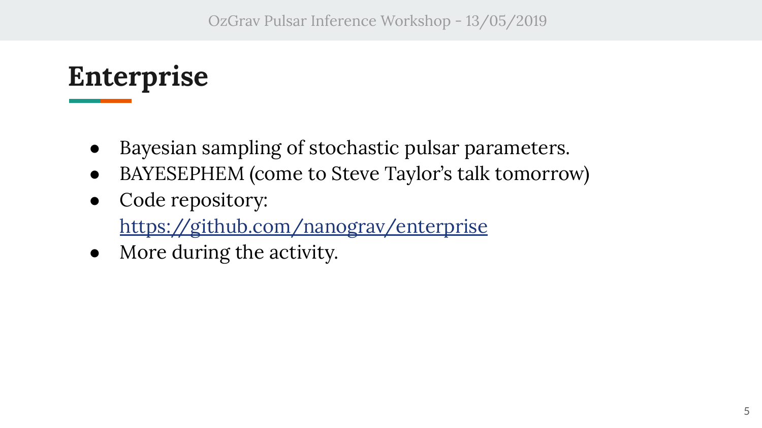# Enterprise

- Bayesian sampling of stochastic pulsar parameters.
- BAYESEPHEM (come to Steve Taylor's talk tomorrow)
- Code repository: https://github.com/nanograv/enterprise
- More during the activity.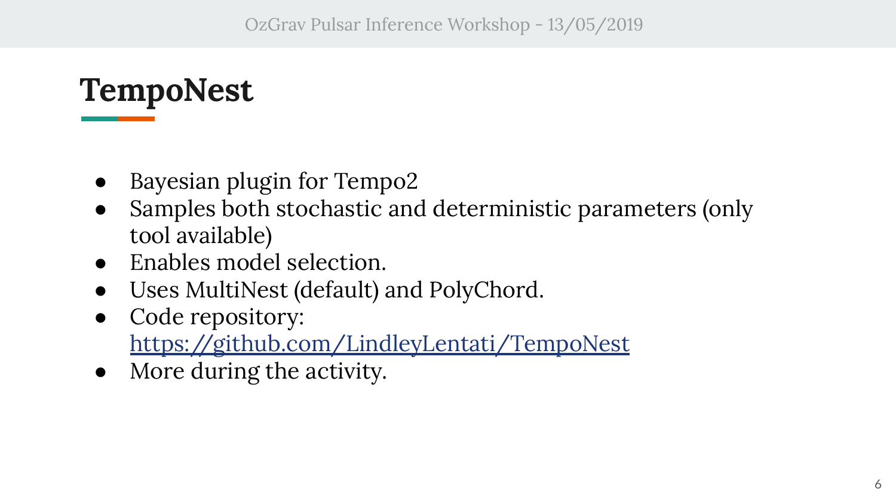# TempoNest

- Bayesian plugin for Tempo2
- Samples both stochastic and deterministic parameters (only tool available)
- Enables model selection.
- Uses MultiNest (default) and PolyChord.
- Code repository: [https://github.com/LindleyLentati/TempoNest](https://github.com/LindleyLentati/TempoNest)
- More during the activity.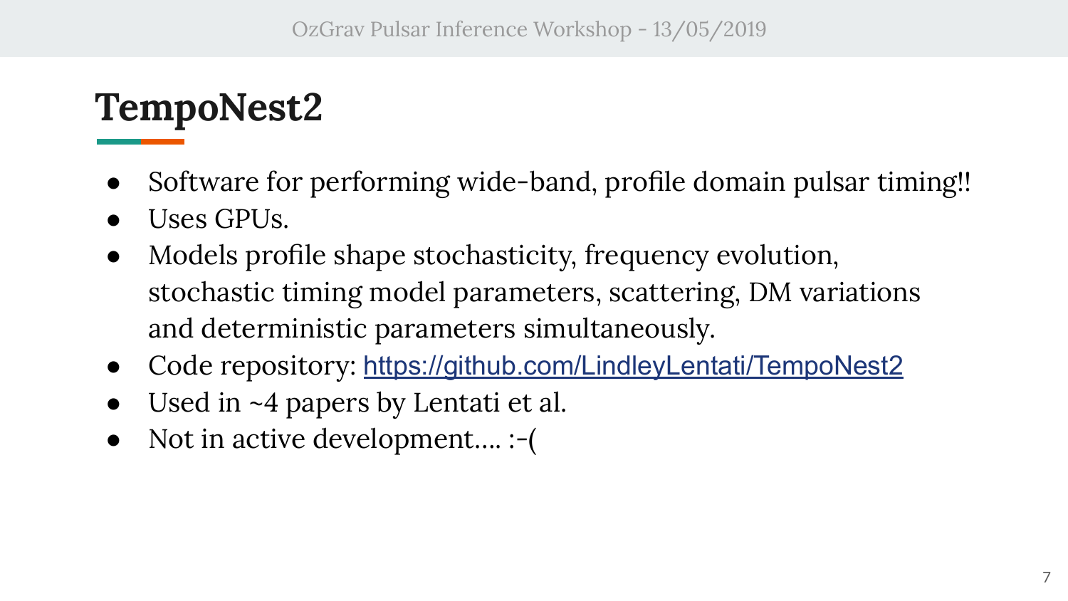# TempoNest2

- Software for performing wide-band, profile domain pulsar timing!!
- Uses GPUs.
- Models profile shape stochasticity, frequency evolution, stochastic timing model parameters, scattering, DM variations and deterministic parameters simultaneously.
- Code repository: https://github.com/LindleyLentati/TempoNest2
- Used in ~4 papers by Lentati et al.
- Not in active development.... :-(